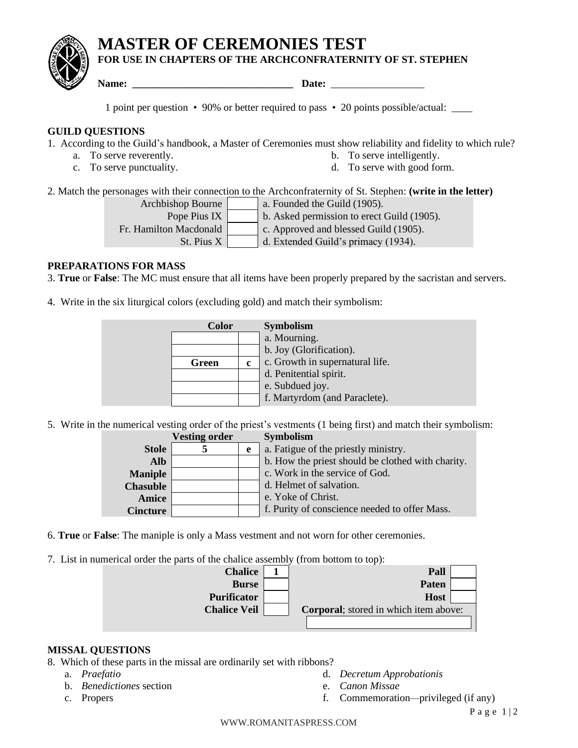# MASTER OF CEREMONIES TEST

**FOR USE IN CHAPTERS OF THE ARCHCONFRATERNITY OF ST. STEPHEN**

**Name:** ________________________________ **Date:** __________________

1 point per question • 90% or better required to pass • 20 points possible/actual: ____

## GUILD QUESTIONS

1. According to the Guild's handbook, a Master of Ceremonies must show reliability and fidelity to which rule?
   - a. To serve reverently.
   - b. To serve intelligently.
   - c. To serve punctuality.
   - d. To serve with good form.

2. Match the personages with their connection to the Archconfraternity of St. Stephen: **(write in the letter)**

| Personage | Letter | Connection |
|---|---|---|
| Archbishop Bourne | | a. Founded the Guild (1905). |
| Pope Pius IX | | b. Asked permission to erect Guild (1905). |
| Fr. Hamilton Macdonald | | c. Approved and blessed Guild (1905). |
| St. Pius X | | d. Extended Guild's primacy (1934). |

## PREPARATIONS FOR MASS

3. **True** or **False**: The MC must ensure that all items have been properly prepared by the sacristan and servers.

4. Write in the six liturgical colors (excluding gold) and match their symbolism:

| Color | | Symbolism |
|---|---|---|
| | | a. Mourning. |
| | | b. Joy (Glorification). |
| **Green** | **c** | c. Growth in supernatural life. |
| | | d. Penitential spirit. |
| | | e. Subdued joy. |
| | | f. Martyrdom (and Paraclete). |

5. Write in the numerical vesting order of the priest's vestments (1 being first) and match their symbolism:

| | Vesting order | | Symbolism |
|---|---|---|---|
| **Stole** | **5** | **e** | a. Fatigue of the priestly ministry. |
| **Alb** | | | b. How the priest should be clothed with charity. |
| **Maniple** | | | c. Work in the service of God. |
| **Chasuble** | | | d. Helmet of salvation. |
| **Amice** | | | e. Yoke of Christ. |
| **Cincture** | | | f. Purity of conscience needed to offer Mass. |

6. **True** or **False**: The maniple is only a Mass vestment and not worn for other ceremonies.

7. List in numerical order the parts of the chalice assembly (from bottom to top):

| Item | Order | Item | Order |
|---|---|---|---|
| **Chalice** | **1** | **Pall** | |
| **Burse** | | **Paten** | |
| **Purificator** | | **Host** | |
| **Chalice Veil** | | **Corporal**; stored in which item above: | |

## MISSAL QUESTIONS

8. Which of these parts in the missal are ordinarily set with ribbons?
   - a. *Praefatio*
   - b. *Benedictiones* section
   - c. Propers
   - d. *Decretum Approbationis*
   - e. *Canon Missae*
   - f. Commemoration—privileged (if any)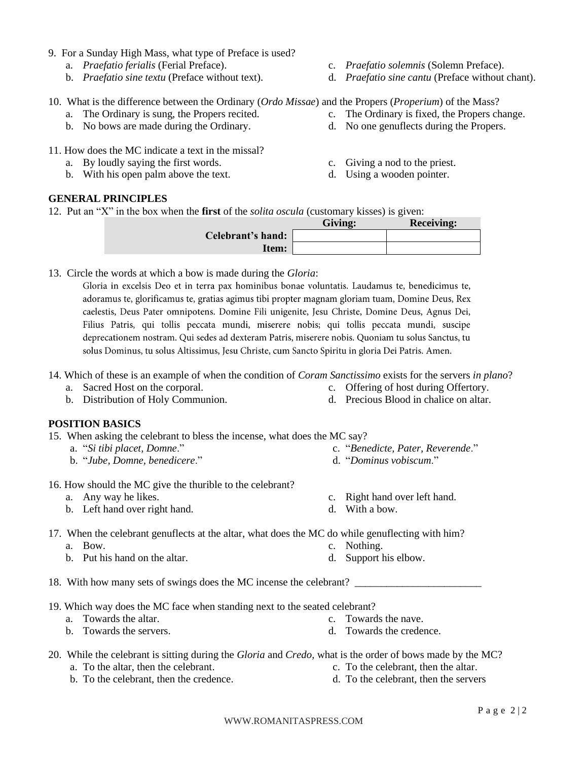9. For a Sunday High Mass, what type of Preface is used?
   a. *Praefatio ferialis* (Ferial Preface).
   b. *Praefatio sine textu* (Preface without text).
   c. *Praefatio solemnis* (Solemn Preface).
   d. *Praefatio sine cantu* (Preface without chant).

10. What is the difference between the Ordinary (*Ordo Missae*) and the Propers (*Properium*) of the Mass?
    a. The Ordinary is sung, the Propers recited.
    b. No bows are made during the Ordinary.
    c. The Ordinary is fixed, the Propers change.
    d. No one genuflects during the Propers.

11. How does the MC indicate a text in the missal?
    a. By loudly saying the first words.
    b. With his open palm above the text.
    c. Giving a nod to the priest.
    d. Using a wooden pointer.

## GENERAL PRINCIPLES

12. Put an "X" in the box when the **first** of the *solita oscula* (customary kisses) is given:

| | Giving: | Receiving: |
|---|---|---|
| **Celebrant's hand:** | | |
| **Item:** | | |

13. Circle the words at which a bow is made during the *Gloria*:

    Gloria in excelsis Deo et in terra pax hominibus bonae voluntatis. Laudamus te, benedicimus te, adoramus te, glorificamus te, gratias agimus tibi propter magnam gloriam tuam, Domine Deus, Rex caelestis, Deus Pater omnipotens. Domine Fili unigenite, Jesu Christe, Domine Deus, Agnus Dei, Filius Patris, qui tollis peccata mundi, miserere nobis; qui tollis peccata mundi, suscipe deprecationem nostram. Qui sedes ad dexteram Patris, miserere nobis. Quoniam tu solus Sanctus, tu solus Dominus, tu solus Altissimus, Jesu Christe, cum Sancto Spiritu in gloria Dei Patris. Amen.

14. Which of these is an example of when the condition of *Coram Sanctissimo* exists for the servers *in plano*?
    a. Sacred Host on the corporal.
    b. Distribution of Holy Communion.
    c. Offering of host during Offertory.
    d. Precious Blood in chalice on altar.

## POSITION BASICS

15. When asking the celebrant to bless the incense, what does the MC say?
    a. "*Si tibi placet, Domne*."
    b. "*Jube, Domne, benedicere*."
    c. "*Benedicte, Pater, Reverende*."
    d. "*Dominus vobiscum*."

16. How should the MC give the thurible to the celebrant?
    a. Any way he likes.
    b. Left hand over right hand.
    c. Right hand over left hand.
    d. With a bow.

17. When the celebrant genuflects at the altar, what does the MC do while genuflecting with him?
    a. Bow.
    b. Put his hand on the altar.
    c. Nothing.
    d. Support his elbow.

18. With how many sets of swings does the MC incense the celebrant? ________________________

19. Which way does the MC face when standing next to the seated celebrant?
    a. Towards the altar.
    b. Towards the servers.
    c. Towards the nave.
    d. Towards the credence.

20. While the celebrant is sitting during the *Gloria* and *Credo*, what is the order of bows made by the MC?
    a. To the altar, then the celebrant.
    b. To the celebrant, then the credence.
    c. To the celebrant, then the altar.
    d. To the celebrant, then the servers

WWW.ROMANITASPRESS.COM